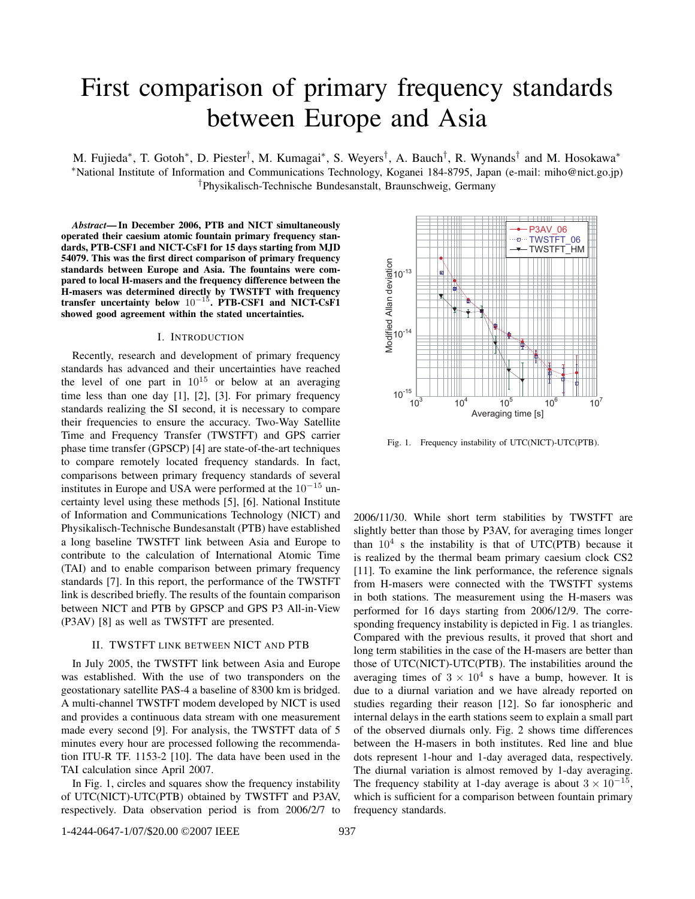# First comparison of primary frequency standards between Europe and Asia

M. Fujieda*, T. Gotoh*, D. Piester†, M. Kumagai*, S. Weyers†, A. Bauch†, R. Wynands† and M. Hosokawa*

*National Institute of Information and Communications Technology, Koganei 184-8795, Japan (e-mail: miho@nict.go.jp)

†Physikalisch-Technische Bundesanstalt, Braunschweig, Germany

***Abstract*— In December 2006, PTB and NICT simultaneously operated their caesium atomic fountain primary frequency standards, PTB-CSF1 and NICT-CsF1 for 15 days starting from MJD 54079. This was the first direct comparison of primary frequency standards between Europe and Asia. The fountains were compared to local H-masers and the frequency difference between the H-masers was determined directly by TWSTFT with frequency transfer uncertainty below $10^{-15}$. PTB-CSF1 and NICT-CsF1 showed good agreement within the stated uncertainties.**

## I. Introduction

Recently, research and development of primary frequency standards has advanced and their uncertainties have reached the level of one part in $10^{15}$ or below at an averaging time less than one day [1], [2], [3]. For primary frequency standards realizing the SI second, it is necessary to compare their frequencies to ensure the accuracy. Two-Way Satellite Time and Frequency Transfer (TWSTFT) and GPS carrier phase time transfer (GPSCP) [4] are state-of-the-art techniques to compare remotely located frequency standards. In fact, comparisons between primary frequency standards of several institutes in Europe and USA were performed at the $10^{-15}$ uncertainty level using these methods [5], [6]. National Institute of Information and Communications Technology (NICT) and Physikalisch-Technische Bundesanstalt (PTB) have established a long baseline TWSTFT link between Asia and Europe to contribute to the calculation of International Atomic Time (TAI) and to enable comparison between primary frequency standards [7]. In this report, the performance of the TWSTFT link is described briefly. The results of the fountain comparison between NICT and PTB by GPSCP and GPS P3 All-in-View (P3AV) [8] as well as TWSTFT are presented.

## II. TWSTFT link between NICT and PTB

In July 2005, the TWSTFT link between Asia and Europe was established. With the use of two transponders on the geostationary satellite PAS-4 a baseline of 8300 km is bridged. A multi-channel TWSTFT modem developed by NICT is used and provides a continuous data stream with one measurement made every second [9]. For analysis, the TWSTFT data of 5 minutes every hour are processed following the recommendation ITU-R TF. 1153-2 [10]. The data have been used in the TAI calculation since April 2007.

In Fig. 1, circles and squares show the frequency instability of UTC(NICT)-UTC(PTB) obtained by TWSTFT and P3AV, respectively. Data observation period is from 2006/2/7 to 2006/11/30. While short term stabilities by TWSTFT are slightly better than those by P3AV, for averaging times longer than $10^4$ s the instability is that of UTC(PTB) because it is realized by the thermal beam primary caesium clock CS2 [11]. To examine the link performance, the reference signals from H-masers were connected with the TWSTFT systems in both stations. The measurement using the H-masers was performed for 16 days starting from 2006/12/9. The corresponding frequency instability is depicted in Fig. 1 as triangles. Compared with the previous results, it proved that short and long term stabilities in the case of the H-masers are better than those of UTC(NICT)-UTC(PTB). The instabilities around the averaging times of $3 \times 10^4$ s have a bump, however. It is due to a diurnal variation and we have already reported on studies regarding their reason [12]. So far ionospheric and internal delays in the earth stations seem to explain a small part of the observed diurnals only. Fig. 2 shows time differences between the H-masers in both institutes. Red line and blue dots represent 1-hour and 1-day averaged data, respectively. The diurnal variation is almost removed by 1-day averaging. The frequency stability at 1-day average is about $3 \times 10^{-15}$, which is sufficient for a comparison between fountain primary frequency standards.

Fig. 1. Frequency instability of UTC(NICT)-UTC(PTB).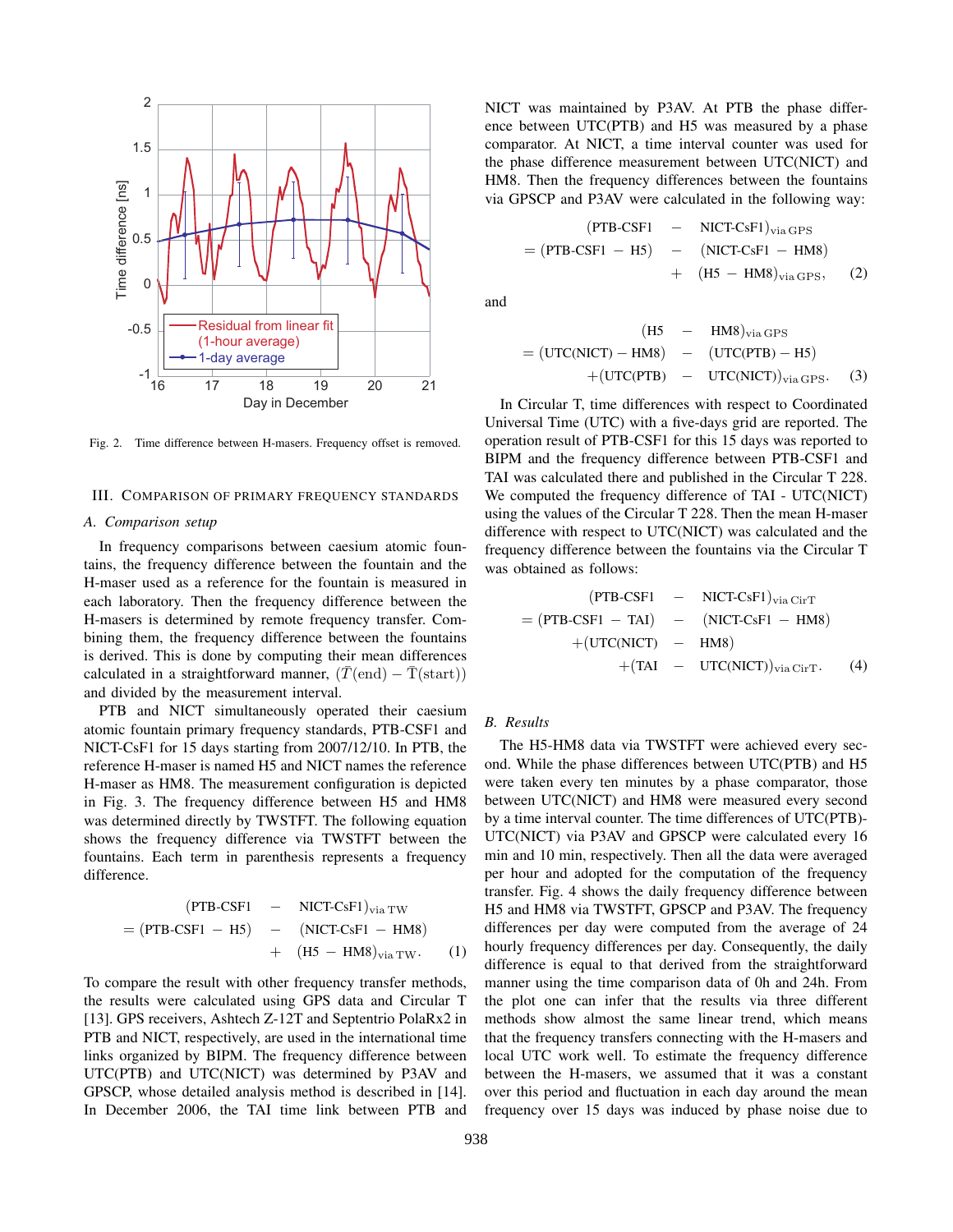Fig. 2. Time difference between H-masers. Frequency offset is removed.

## III. Comparison of Primary Frequency Standards

### A. Comparison setup

In frequency comparisons between caesium atomic fountains, the frequency difference between the fountain and the H-maser used as a reference for the fountain is measured in each laboratory. Then the frequency difference between the H-masers is determined by remote frequency transfer. Combining them, the frequency difference between the fountains is derived. This is done by computing their mean differences calculated in a straightforward manner, $(\bar{T}(\text{end}) - \bar{T}(\text{start}))$ and divided by the measurement interval.

PTB and NICT simultaneously operated their caesium atomic fountain primary frequency standards, PTB-CSF1 and NICT-CsF1 for 15 days starting from 2007/12/10. In PTB, the reference H-maser is named H5 and NICT names the reference H-maser as HM8. The measurement configuration is depicted in Fig. 3. The frequency difference between H5 and HM8 was determined directly by TWSTFT. The following equation shows the frequency difference via TWSTFT between the fountains. Each term in parenthesis represents a frequency difference.

$$
\begin{aligned}
&(\text{PTB-CSF1} \;-\; \text{NICT-CsF1})_{\text{via TW}} \\
&= (\text{PTB-CSF1} - \text{H5}) \;-\; (\text{NICT-CsF1} - \text{HM8}) \\
&\qquad + \;(\text{H5} - \text{HM8})_{\text{via TW}}. \qquad (1)
\end{aligned}
$$

To compare the result with other frequency transfer methods, the results were calculated using GPS data and Circular T [13]. GPS receivers, Ashtech Z-12T and Septentrio PolaRx2 in PTB and NICT, respectively, are used in the international time links organized by BIPM. The frequency difference between UTC(PTB) and UTC(NICT) was determined by P3AV and GPSCP, whose detailed analysis method is described in [14]. In December 2006, the TAI time link between PTB and NICT was maintained by P3AV. At PTB the phase difference between UTC(PTB) and H5 was measured by a phase comparator. At NICT, a time interval counter was used for the phase difference measurement between UTC(NICT) and HM8. Then the frequency differences between the fountains via GPSCP and P3AV were calculated in the following way:

$$
\begin{aligned}
&(\text{PTB-CSF1} \;-\; \text{NICT-CsF1})_{\text{via GPS}} \\
&= (\text{PTB-CSF1} - \text{H5}) \;-\; (\text{NICT-CsF1} - \text{HM8}) \\
&\qquad + \;(\text{H5} - \text{HM8})_{\text{via GPS}}, \qquad (2)
\end{aligned}
$$

and

$$
\begin{aligned}
&(\text{H5} \;-\; \text{HM8})_{\text{via GPS}} \\
&= (\text{UTC(NICT)} - \text{HM8}) \;-\; (\text{UTC(PTB)} - \text{H5}) \\
&\qquad + (\text{UTC(PTB)} \;-\; \text{UTC(NICT)})_{\text{via GPS}}. \qquad (3)
\end{aligned}
$$

In Circular T, time differences with respect to Coordinated Universal Time (UTC) with a five-days grid are reported. The operation result of PTB-CSF1 for this 15 days was reported to BIPM and the frequency difference between PTB-CSF1 and TAI was calculated there and published in the Circular T 228. We computed the frequency difference of TAI - UTC(NICT) using the values of the Circular T 228. Then the mean H-maser difference with respect to UTC(NICT) was calculated and the frequency difference between the fountains via the Circular T was obtained as follows:

$$
\begin{aligned}
&(\text{PTB-CSF1} \;-\; \text{NICT-CsF1})_{\text{via CirT}} \\
&= (\text{PTB-CSF1} - \text{TAI}) \;-\; (\text{NICT-CsF1} - \text{HM8}) \\
&\quad + (\text{UTC(NICT)} \;-\; \text{HM8}) \\
&\qquad + (\text{TAI} \;-\; \text{UTC(NICT)})_{\text{via CirT}}. \qquad (4)
\end{aligned}
$$

### B. Results

The H5-HM8 data via TWSTFT were achieved every second. While the phase differences between UTC(PTB) and H5 were taken every ten minutes by a phase comparator, those between UTC(NICT) and HM8 were measured every second by a time interval counter. The time differences of UTC(PTB)-UTC(NICT) via P3AV and GPSCP were calculated every 16 min and 10 min, respectively. Then all the data were averaged per hour and adopted for the computation of the frequency transfer. Fig. 4 shows the daily frequency difference between H5 and HM8 via TWSTFT, GPSCP and P3AV. The frequency differences per day were computed from the average of 24 hourly frequency differences per day. Consequently, the daily difference is equal to that derived from the straightforward manner using the time comparison data of 0h and 24h. From the plot one can infer that the results via three different methods show almost the same linear trend, which means that the frequency transfers connecting with the H-masers and local UTC work well. To estimate the frequency difference between the H-masers, we assumed that it was a constant over this period and fluctuation in each day around the mean frequency over 15 days was induced by phase noise due to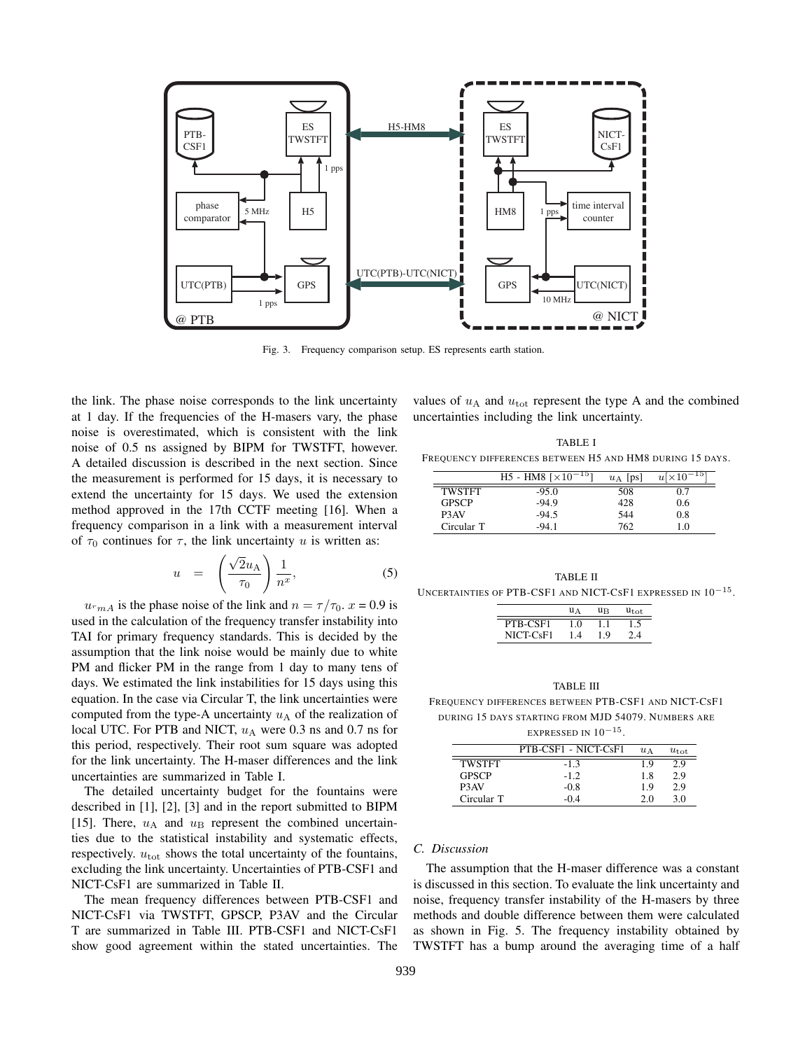Fig. 3. Frequency comparison setup. ES represents earth station.

the link. The phase noise corresponds to the link uncertainty at 1 day. If the frequencies of the H-masers vary, the phase noise is overestimated, which is consistent with the link noise of 0.5 ns assigned by BIPM for TWSTFT, however. A detailed discussion is described in the next section. Since the measurement is performed for 15 days, it is necessary to extend the uncertainty for 15 days. We used the extension method approved in the 17th CCTF meeting [16]. When a frequency comparison in a link with a measurement interval of $\tau_0$ continues for $\tau$, the link uncertainty $u$ is written as:

$$u = \left(\frac{\sqrt{2}u_{\mathrm{A}}}{\tau_0}\right)\frac{1}{n^x}, \tag{5}$$

$u_{rmA}$ is the phase noise of the link and $n = \tau/\tau_0$. $x = 0.9$ is used in the calculation of the frequency transfer instability into TAI for primary frequency standards. This is decided by the assumption that the link noise would be mainly due to white PM and flicker PM in the range from 1 day to many tens of days. We estimated the link instabilities for 15 days using this equation. In the case via Circular T, the link uncertainties were computed from the type-A uncertainty $u_{\mathrm{A}}$ of the realization of local UTC. For PTB and NICT, $u_{\mathrm{A}}$ were 0.3 ns and 0.7 ns for this period, respectively. Their root sum square was adopted for the link uncertainty. The H-maser differences and the link uncertainties are summarized in Table I.

The detailed uncertainty budget for the fountains were described in [1], [2], [3] and in the report submitted to BIPM [15]. There, $u_{\mathrm{A}}$ and $u_{\mathrm{B}}$ represent the combined uncertainties due to the statistical instability and systematic effects, respectively. $u_{\mathrm{tot}}$ shows the total uncertainty of the fountains, excluding the link uncertainty. Uncertainties of PTB-CSF1 and NICT-CsF1 are summarized in Table II.

The mean frequency differences between PTB-CSF1 and NICT-CsF1 via TWSTFT, GPSCP, P3AV and the Circular T are summarized in Table III. PTB-CSF1 and NICT-CsF1 show good agreement within the stated uncertainties. The values of $u_{\mathrm{A}}$ and $u_{\mathrm{tot}}$ represent the type A and the combined uncertainties including the link uncertainty.

TABLE I
FREQUENCY DIFFERENCES BETWEEN H5 AND HM8 DURING 15 DAYS.

| | H5 - HM8 [$\times 10^{-15}$] | $u_{\mathrm{A}}$ [ps] | $u[\times 10^{-15}]$ |
|---|---|---|---|
| TWSTFT | -95.0 | 508 | 0.7 |
| GPSCP | -94.9 | 428 | 0.6 |
| P3AV | -94.5 | 544 | 0.8 |
| Circular T | -94.1 | 762 | 1.0 |

TABLE II
UNCERTAINTIES OF PTB-CSF1 AND NICT-CSF1 EXPRESSED IN $10^{-15}$.

| | $u_{\mathrm{A}}$ | $u_{\mathrm{B}}$ | $u_{\mathrm{tot}}$ |
|---|---|---|---|
| PTB-CSF1 | 1.0 | 1.1 | 1.5 |
| NICT-CsF1 | 1.4 | 1.9 | 2.4 |

TABLE III
FREQUENCY DIFFERENCES BETWEEN PTB-CSF1 AND NICT-CSF1 DURING 15 DAYS STARTING FROM MJD 54079. NUMBERS ARE EXPRESSED IN $10^{-15}$.

| | PTB-CSF1 - NICT-CsF1 | $u_{\mathrm{A}}$ | $u_{\mathrm{tot}}$ |
|---|---|---|---|
| TWSTFT | -1.3 | 1.9 | 2.9 |
| GPSCP | -1.2 | 1.8 | 2.9 |
| P3AV | -0.8 | 1.9 | 2.9 |
| Circular T | -0.4 | 2.0 | 3.0 |

### C. Discussion

The assumption that the H-maser difference was a constant is discussed in this section. To evaluate the link uncertainty and noise, frequency transfer instability of the H-masers by three methods and double difference between them were calculated as shown in Fig. 5. The frequency instability obtained by TWSTFT has a bump around the averaging time of a half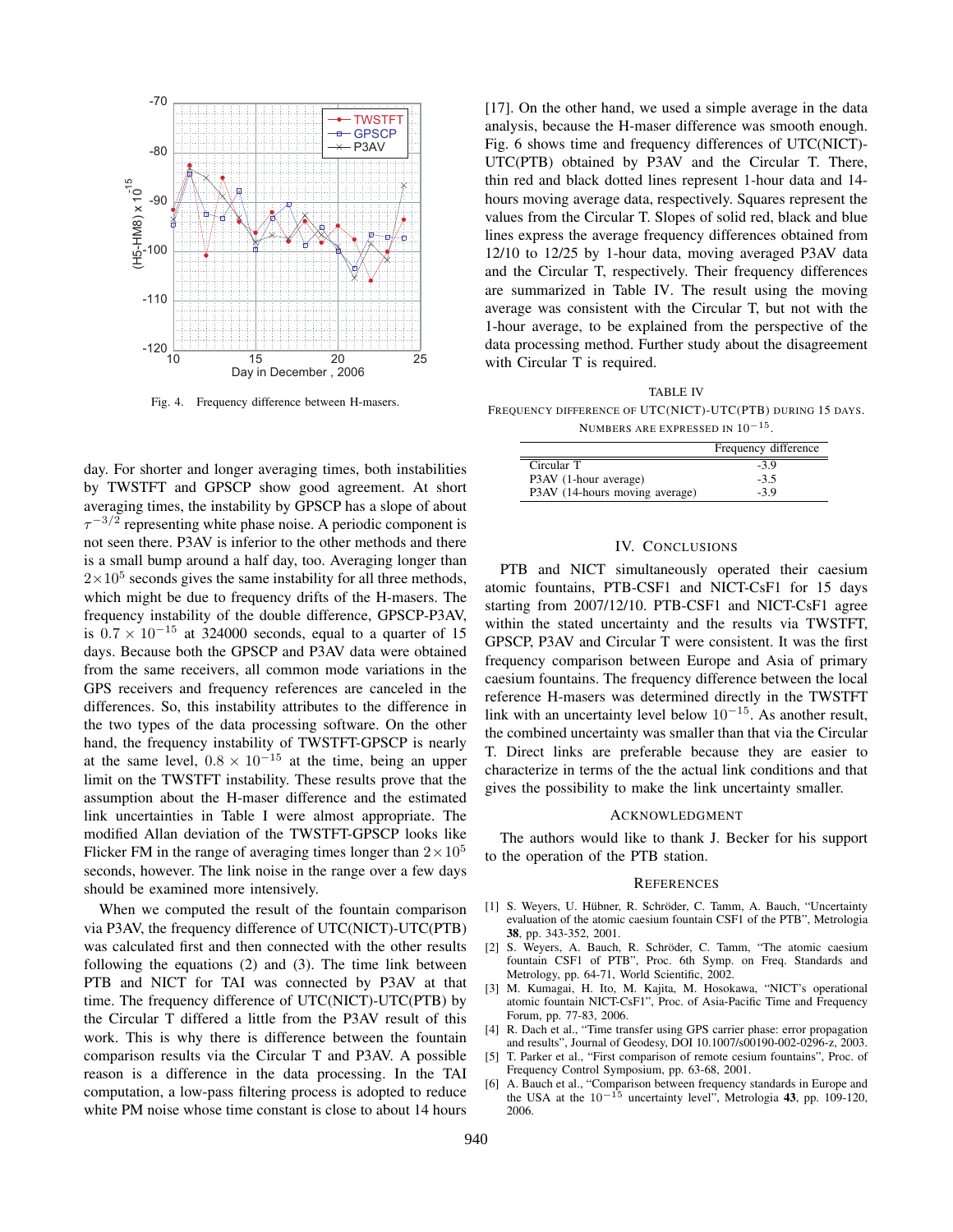Fig. 4. Frequency difference between H-masers.

day. For shorter and longer averaging times, both instabilities by TWSTFT and GPSCP show good agreement. At short averaging times, the instability by GPSCP has a slope of about $\tau^{-3/2}$ representing white phase noise. A periodic component is not seen there. P3AV is inferior to the other methods and there is a small bump around a half day, too. Averaging longer than $2\times10^5$ seconds gives the same instability for all three methods, which might be due to frequency drifts of the H-masers. The frequency instability of the double difference, GPSCP-P3AV, is $0.7 \times 10^{-15}$ at 324000 seconds, equal to a quarter of 15 days. Because both the GPSCP and P3AV data were obtained from the same receivers, all common mode variations in the GPS receivers and frequency references are canceled in the differences. So, this instability attributes to the difference in the two types of the data processing software. On the other hand, the frequency instability of TWSTFT-GPSCP is nearly at the same level, $0.8 \times 10^{-15}$ at the time, being an upper limit on the TWSTFT instability. These results prove that the assumption about the H-maser difference and the estimated link uncertainties in Table I were almost appropriate. The modified Allan deviation of the TWSTFT-GPSCP looks like Flicker FM in the range of averaging times longer than $2\times10^5$ seconds, however. The link noise in the range over a few days should be examined more intensively.

When we computed the result of the fountain comparison via P3AV, the frequency difference of UTC(NICT)-UTC(PTB) was calculated first and then connected with the other results following the equations (2) and (3). The time link between PTB and NICT for TAI was connected by P3AV at that time. The frequency difference of UTC(NICT)-UTC(PTB) by the Circular T differed a little from the P3AV result of this work. This is why there is difference between the fountain comparison results via the Circular T and P3AV. A possible reason is a difference in the data processing. In the TAI computation, a low-pass filtering process is adopted to reduce white PM noise whose time constant is close to about 14 hours [17]. On the other hand, we used a simple average in the data analysis, because the H-maser difference was smooth enough. Fig. 6 shows time and frequency differences of UTC(NICT)-UTC(PTB) obtained by P3AV and the Circular T. There, thin red and black dotted lines represent 1-hour data and 14-hours moving average data, respectively. Squares represent the values from the Circular T. Slopes of solid red, black and blue lines express the average frequency differences obtained from 12/10 to 12/25 by 1-hour data, moving averaged P3AV data and the Circular T, respectively. Their frequency differences are summarized in Table IV. The result using the moving average was consistent with the Circular T, but not with the 1-hour average, to be explained from the perspective of the data processing method. Further study about the disagreement with Circular T is required.

TABLE IV
FREQUENCY DIFFERENCE OF UTC(NICT)-UTC(PTB) DURING 15 DAYS. NUMBERS ARE EXPRESSED IN $10^{-15}$.

| | Frequency difference |
|---|---|
| Circular T | -3.9 |
| P3AV (1-hour average) | -3.5 |
| P3AV (14-hours moving average) | -3.9 |

## IV. CONCLUSIONS

PTB and NICT simultaneously operated their caesium atomic fountains, PTB-CSF1 and NICT-CsF1 for 15 days starting from 2007/12/10. PTB-CSF1 and NICT-CsF1 agree within the stated uncertainty and the results via TWSTFT, GPSCP, P3AV and Circular T were consistent. It was the first frequency comparison between Europe and Asia of primary caesium fountains. The frequency difference between the local reference H-masers was determined directly in the TWSTFT link with an uncertainty level below $10^{-15}$. As another result, the combined uncertainty was smaller than that via the Circular T. Direct links are preferable because they are easier to characterize in terms of the the actual link conditions and that gives the possibility to make the link uncertainty smaller.

## ACKNOWLEDGMENT

The authors would like to thank J. Becker for his support to the operation of the PTB station.

## REFERENCES

[1] S. Weyers, U. Hübner, R. Schröder, C. Tamm, A. Bauch, "Uncertainty evaluation of the atomic caesium fountain CSF1 of the PTB", Metrologia **38**, pp. 343-352, 2001.

[2] S. Weyers, A. Bauch, R. Schröder, C. Tamm, "The atomic caesium fountain CSF1 of PTB", Proc. 6th Symp. on Freq. Standards and Metrology, pp. 64-71, World Scientific, 2002.

[3] M. Kumagai, H. Ito, M. Kajita, M. Hosokawa, "NICT's operational atomic fountain NICT-CsF1", Proc. of Asia-Pacific Time and Frequency Forum, pp. 77-83, 2006.

[4] R. Dach et al., "Time transfer using GPS carrier phase: error propagation and results", Journal of Geodesy, DOI 10.1007/s00190-002-0296-z, 2003.

[5] T. Parker et al., "First comparison of remote cesium fountains", Proc. of Frequency Control Symposium, pp. 63-68, 2001.

[6] A. Bauch et al., "Comparison between frequency standards in Europe and the USA at the $10^{-15}$ uncertainty level", Metrologia **43**, pp. 109-120, 2006.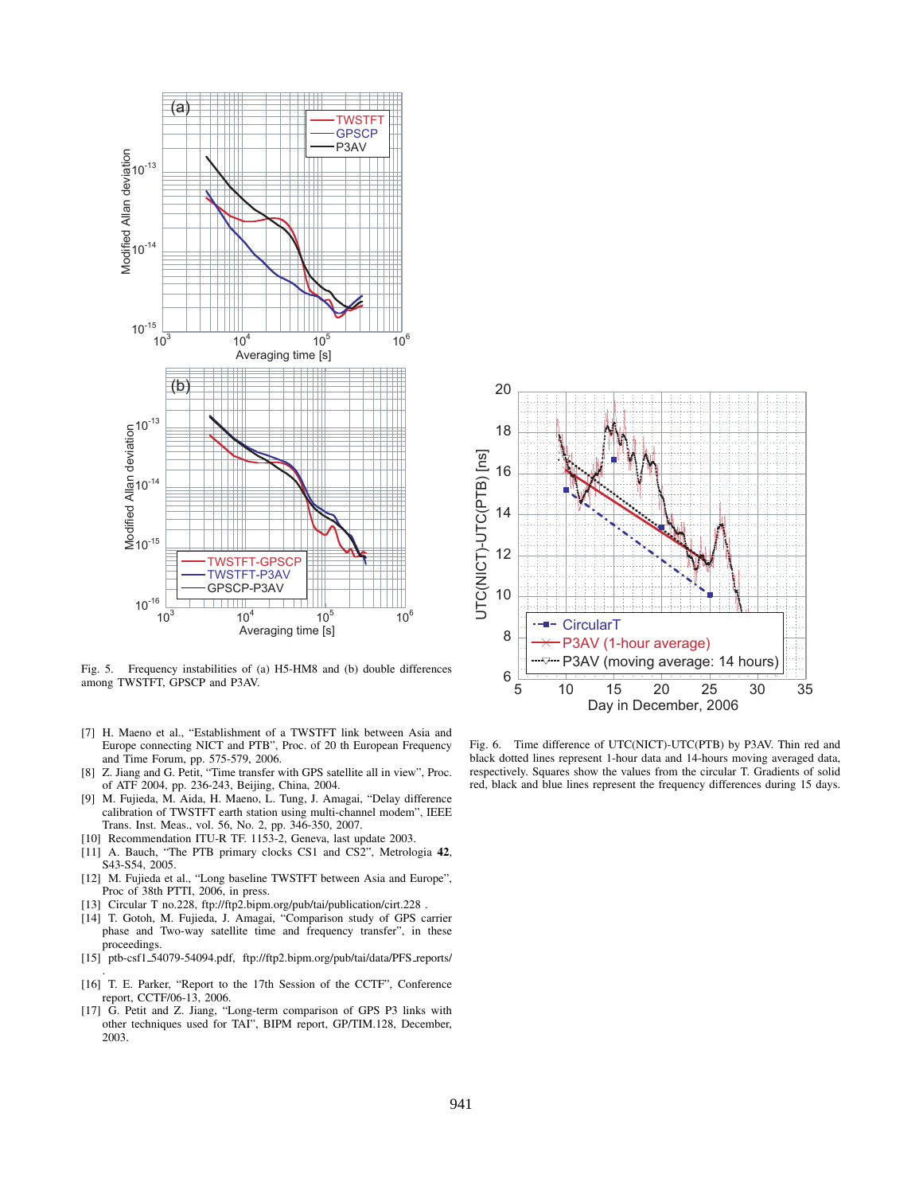(a)

TWSTFT
GPSCP
P3AV

Modified Allan deviation

$10^{-13}$

$10^{-14}$

$10^{-15}$

$10^{3}$ $10^{4}$ $10^{5}$ $10^{6}$

Averaging time [s]

(b)

Modified Allan deviation

$10^{-13}$

$10^{-14}$

$10^{-15}$

$10^{-16}$

TWSTFT-GPSCP
TWSTFT-P3AV
GPSCP-P3AV

$10^{3}$ $10^{4}$ $10^{5}$ $10^{6}$

Averaging time [s]

Fig. 5. Frequency instabilities of (a) H5-HM8 and (b) double differences among TWSTFT, GPSCP and P3AV.

UTC(NICT)-UTC(PTB) [ns]

20
18
16
14
12
10
8
6

CircularT
P3AV (1-hour average)
P3AV (moving average: 14 hours)

5 10 15 20 25 30 35

Day in December, 2006

Fig. 6. Time difference of UTC(NICT)-UTC(PTB) by P3AV. Thin red and black dotted lines represent 1-hour data and 14-hours moving averaged data, respectively. Squares show the values from the circular T. Gradients of solid red, black and blue lines represent the frequency differences during 15 days.

[7] H. Maeno et al., "Establishment of a TWSTFT link between Asia and Europe connecting NICT and PTB", Proc. of 20 th European Frequency and Time Forum, pp. 575-579, 2006.

[8] Z. Jiang and G. Petit, "Time transfer with GPS satellite all in view", Proc. of ATF 2004, pp. 236-243, Beijing, China, 2004.

[9] M. Fujieda, M. Aida, H. Maeno, L. Tung, J. Amagai, "Delay difference calibration of TWSTFT earth station using multi-channel modem", IEEE Trans. Inst. Meas., vol. 56, No. 2, pp. 346-350, 2007.

[10] Recommendation ITU-R TF. 1153-2, Geneva, last update 2003.

[11] A. Bauch, "The PTB primary clocks CS1 and CS2", Metrologia **42**, S43-S54, 2005.

[12] M. Fujieda et al., "Long baseline TWSTFT between Asia and Europe", Proc of 38th PTTI, 2006, in press.

[13] Circular T no.228, ftp://ftp2.bipm.org/pub/tai/publication/cirt.228 .

[14] T. Gotoh, M. Fujieda, J. Amagai, "Comparison study of GPS carrier phase and Two-way satellite time and frequency transfer", in these proceedings.

[15] ptb-csf1_54079-54094.pdf, ftp://ftp2.bipm.org/pub/tai/data/PFS_reports/ .

[16] T. E. Parker, "Report to the 17th Session of the CCTF", Conference report, CCTF/06-13, 2006.

[17] G. Petit and Z. Jiang, "Long-term comparison of GPS P3 links with other techniques used for TAI", BIPM report, GP/TIM.128, December, 2003.